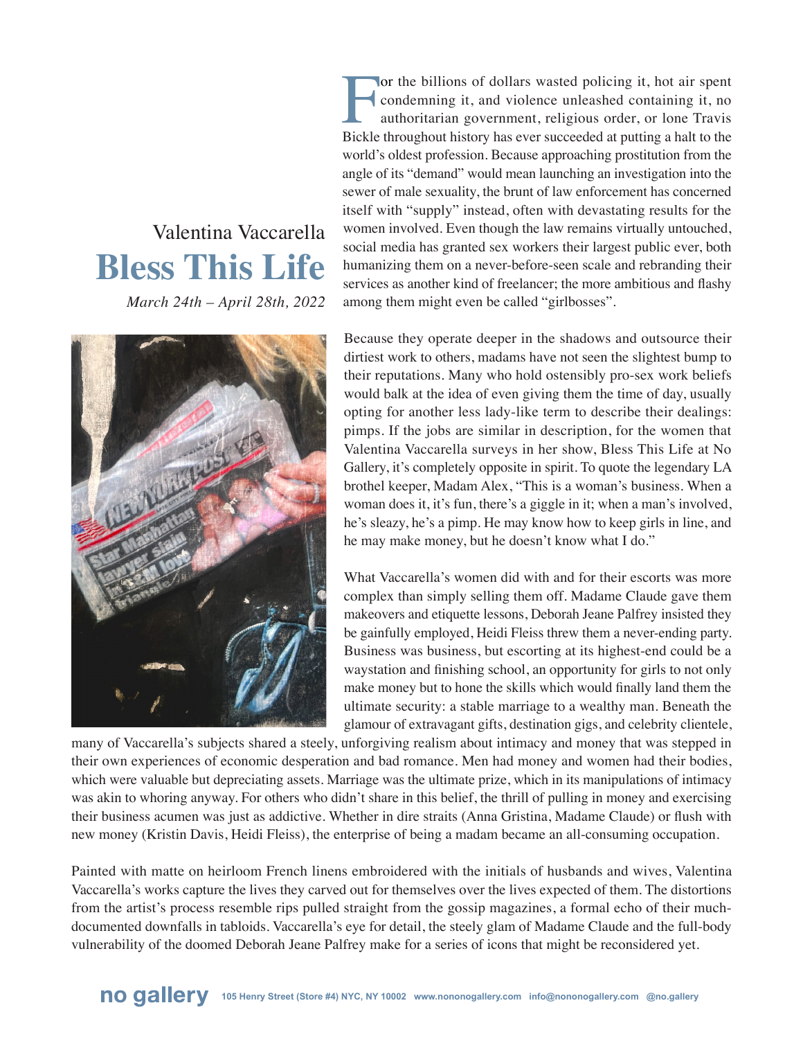Valentina Vaccarella

# Bless This Life

*March 24th – April 28th, 2022*

For the billions of dollars wasted policing it, hot air spent condemning it, and violence unleashed containing it, no authoritarian government, religious order, or lone Travis Bickle throughout history has ever succeeded at putting a halt to the world's oldest profession. Because approaching prostitution from the angle of its "demand" would mean launching an investigation into the sewer of male sexuality, the brunt of law enforcement has concerned itself with "supply" instead, often with devastating results for the women involved. Even though the law remains virtually untouched, social media has granted sex workers their largest public ever, both humanizing them on a never-before-seen scale and rebranding their services as another kind of freelancer; the more ambitious and flashy among them might even be called "girlbosses".

Because they operate deeper in the shadows and outsource their dirtiest work to others, madams have not seen the slightest bump to their reputations. Many who hold ostensibly pro-sex work beliefs would balk at the idea of even giving them the time of day, usually opting for another less lady-like term to describe their dealings: pimps. If the jobs are similar in description, for the women that Valentina Vaccarella surveys in her show, Bless This Life at No Gallery, it's completely opposite in spirit. To quote the legendary LA brothel keeper, Madam Alex, "This is a woman's business. When a woman does it, it's fun, there's a giggle in it; when a man's involved, he's sleazy, he's a pimp. He may know how to keep girls in line, and he may make money, but he doesn't know what I do."

What Vaccarella's women did with and for their escorts was more complex than simply selling them off. Madame Claude gave them makeovers and etiquette lessons, Deborah Jeane Palfrey insisted they be gainfully employed, Heidi Fleiss threw them a never-ending party. Business was business, but escorting at its highest-end could be a waystation and finishing school, an opportunity for girls to not only make money but to hone the skills which would finally land them the ultimate security: a stable marriage to a wealthy man. Beneath the glamour of extravagant gifts, destination gigs, and celebrity clientele, many of Vaccarella's subjects shared a steely, unforgiving realism about intimacy and money that was stepped in their own experiences of economic desperation and bad romance. Men had money and women had their bodies, which were valuable but depreciating assets. Marriage was the ultimate prize, which in its manipulations of intimacy was akin to whoring anyway. For others who didn't share in this belief, the thrill of pulling in money and exercising their business acumen was just as addictive. Whether in dire straits (Anna Gristina, Madame Claude) or flush with new money (Kristin Davis, Heidi Fleiss), the enterprise of being a madam became an all-consuming occupation.

Painted with matte on heirloom French linens embroidered with the initials of husbands and wives, Valentina Vaccarella's works capture the lives they carved out for themselves over the lives expected of them. The distortions from the artist's process resemble rips pulled straight from the gossip magazines, a formal echo of their much-documented downfalls in tabloids. Vaccarella's eye for detail, the steely glam of Madame Claude and the full-body vulnerability of the doomed Deborah Jeane Palfrey make for a series of icons that might be reconsidered yet.

**no gallery** 105 Henry Street (Store #4) NYC, NY 10002 www.nononogallery.com info@nononogallery.com @no.gallery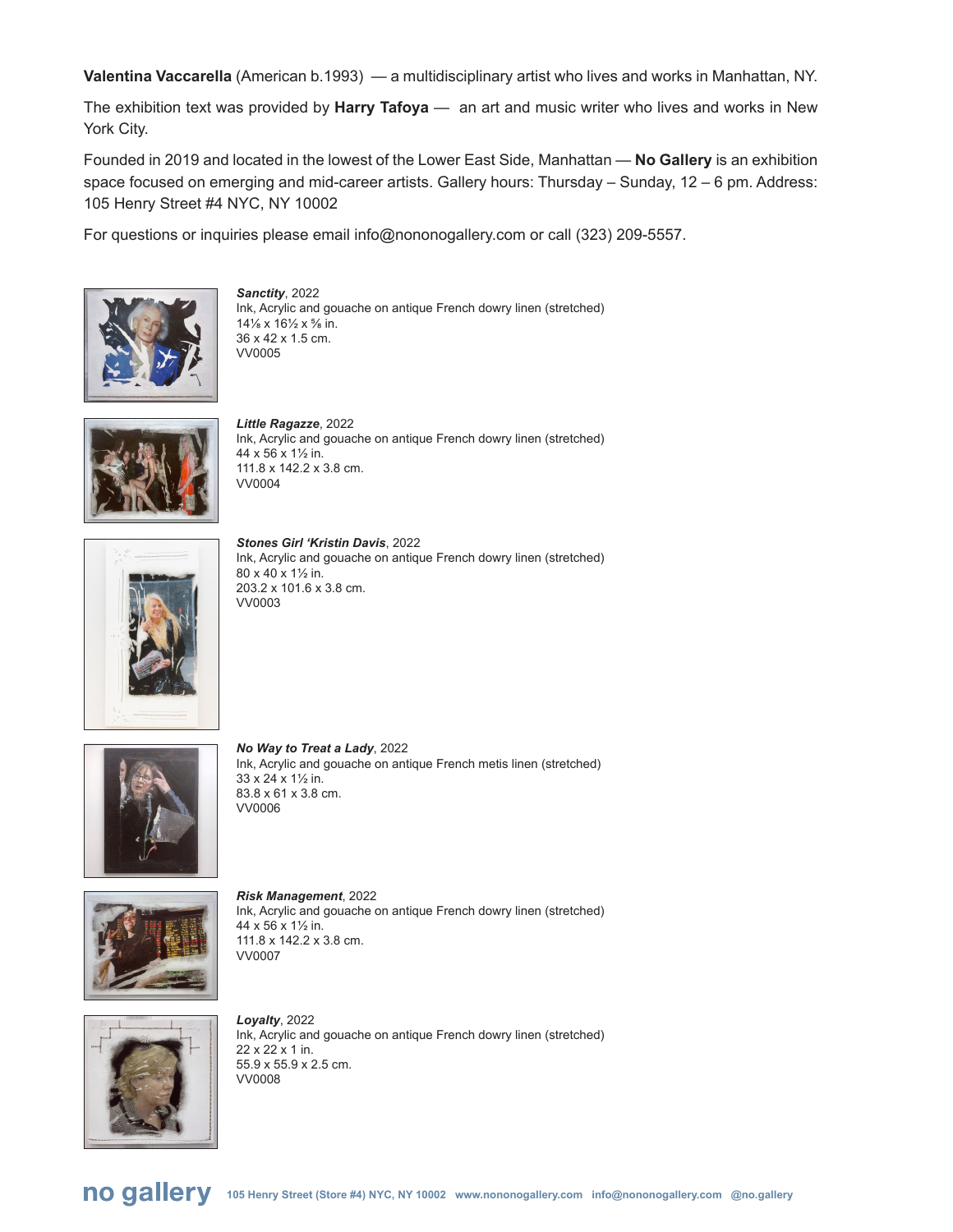**Valentina Vaccarella** (American b.1993) — a multidisciplinary artist who lives and works in Manhattan, NY.

The exhibition text was provided by **Harry Tafoya** — an art and music writer who lives and works in New York City.

Founded in 2019 and located in the lowest of the Lower East Side, Manhattan — **No Gallery** is an exhibition space focused on emerging and mid-career artists. Gallery hours: Thursday – Sunday, 12 – 6 pm. Address: 105 Henry Street #4 NYC, NY 10002

For questions or inquiries please email info@nononogallery.com or call (323) 209-5557.

***Sanctity***, 2022
Ink, Acrylic and gouache on antique French dowry linen (stretched)
14⅛ x 16½ x ⅝ in.
36 x 42 x 1.5 cm.
VV0005

***Little Ragazze***, 2022
Ink, Acrylic and gouache on antique French dowry linen (stretched)
44 x 56 x 1½ in.
111.8 x 142.2 x 3.8 cm.
VV0004

***Stones Girl 'Kristin Davis***, 2022
Ink, Acrylic and gouache on antique French dowry linen (stretched)
80 x 40 x 1½ in.
203.2 x 101.6 x 3.8 cm.
VV0003

***No Way to Treat a Lady***, 2022
Ink, Acrylic and gouache on antique French metis linen (stretched)
33 x 24 x 1½ in.
83.8 x 61 x 3.8 cm.
VV0006

***Risk Management***, 2022
Ink, Acrylic and gouache on antique French dowry linen (stretched)
44 x 56 x 1½ in.
111.8 x 142.2 x 3.8 cm.
VV0007

***Loyalty***, 2022
Ink, Acrylic and gouache on antique French dowry linen (stretched)
22 x 22 x 1 in.
55.9 x 55.9 x 2.5 cm.
VV0008

**no gallery** 105 Henry Street (Store #4) NYC, NY 10002 www.nononogallery.com info@nononogallery.com @no.gallery